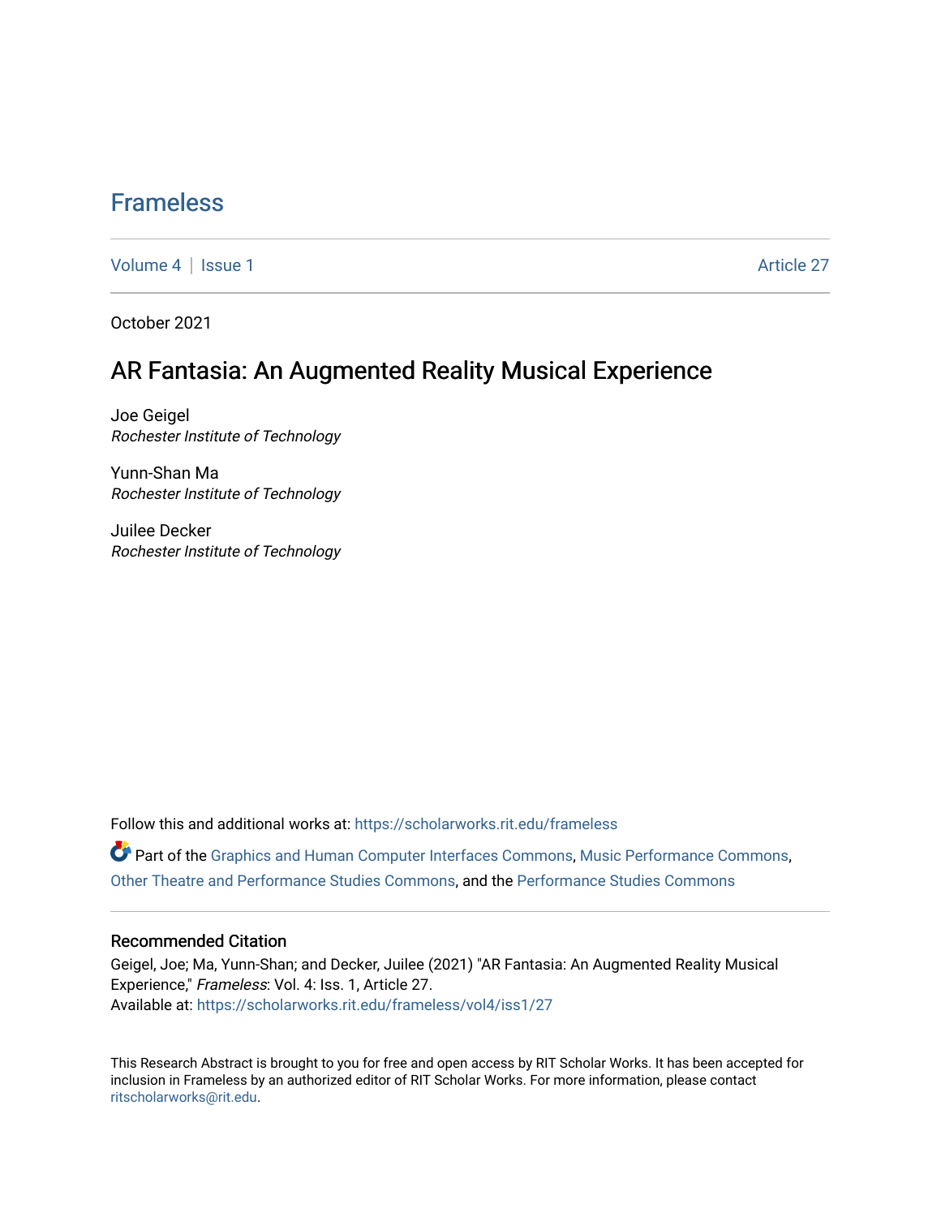# Frameless

Volume 4 | Issue 1 Article 27

October 2021

## AR Fantasia: An Augmented Reality Musical Experience

Joe Geigel
*Rochester Institute of Technology*

Yunn-Shan Ma
*Rochester Institute of Technology*

Juilee Decker
*Rochester Institute of Technology*

Follow this and additional works at: https://scholarworks.rit.edu/frameless

Part of the Graphics and Human Computer Interfaces Commons, Music Performance Commons, Other Theatre and Performance Studies Commons, and the Performance Studies Commons

### Recommended Citation

Geigel, Joe; Ma, Yunn-Shan; and Decker, Juilee (2021) "AR Fantasia: An Augmented Reality Musical Experience," *Frameless*: Vol. 4: Iss. 1, Article 27.
Available at: https://scholarworks.rit.edu/frameless/vol4/iss1/27

This Research Abstract is brought to you for free and open access by RIT Scholar Works. It has been accepted for inclusion in Frameless by an authorized editor of RIT Scholar Works. For more information, please contact ritscholarworks@rit.edu.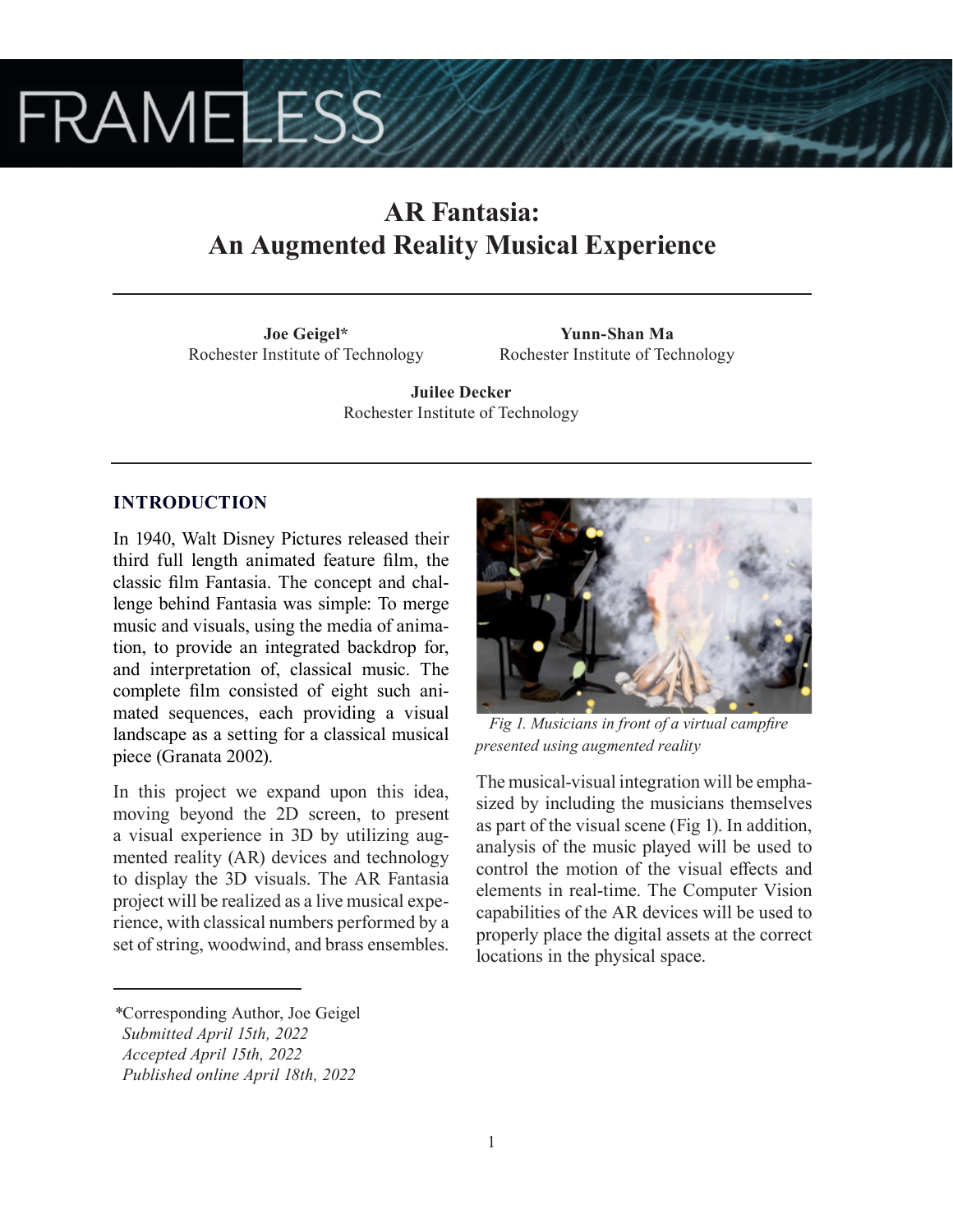# AR Fantasia: An Augmented Reality Musical Experience

**Joe Geigel***
Rochester Institute of Technology

**Yunn-Shan Ma**
Rochester Institute of Technology

**Juilee Decker**
Rochester Institute of Technology

## INTRODUCTION

In 1940, Walt Disney Pictures released their third full length animated feature film, the classic film Fantasia. The concept and challenge behind Fantasia was simple: To merge music and visuals, using the media of animation, to provide an integrated backdrop for, and interpretation of, classical music. The complete film consisted of eight such animated sequences, each providing a visual landscape as a setting for a classical musical piece (Granata 2002).

In this project we expand upon this idea, moving beyond the 2D screen, to present a visual experience in 3D by utilizing augmented reality (AR) devices and technology to display the 3D visuals. The AR Fantasia project will be realized as a live musical experience, with classical numbers performed by a set of string, woodwind, and brass ensembles.

*Fig 1. Musicians in front of a virtual campfire presented using augmented reality*

The musical-visual integration will be emphasized by including the musicians themselves as part of the visual scene (Fig 1). In addition, analysis of the music played will be used to control the motion of the visual effects and elements in real-time. The Computer Vision capabilities of the AR devices will be used to properly place the digital assets at the correct locations in the physical space.

---

*Corresponding Author, Joe Geigel
*Submitted April 15th, 2022*
*Accepted April 15th, 2022*
*Published online April 18th, 2022*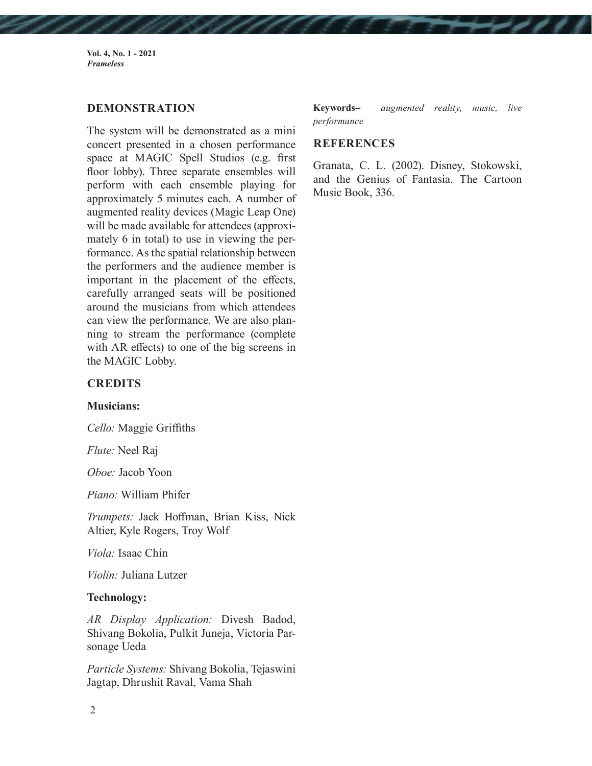## DEMONSTRATION

The system will be demonstrated as a mini concert presented in a chosen performance space at MAGIC Spell Studios (e.g. first floor lobby). Three separate ensembles will perform with each ensemble playing for approximately 5 minutes each. A number of augmented reality devices (Magic Leap One) will be made available for attendees (approximately 6 in total) to use in viewing the performance. As the spatial relationship between the performers and the audience member is important in the placement of the effects, carefully arranged seats will be positioned around the musicians from which attendees can view the performance. We are also planning to stream the performance (complete with AR effects) to one of the big screens in the MAGIC Lobby.

## CREDITS

### Musicians:

*Cello:* Maggie Griffiths

*Flute:* Neel Raj

*Oboe:* Jacob Yoon

*Piano:* William Phifer

*Trumpets:* Jack Hoffman, Brian Kiss, Nick Altier, Kyle Rogers, Troy Wolf

*Viola:* Isaac Chin

*Violin:* Juliana Lutzer

### Technology:

*AR Display Application:* Divesh Badod, Shivang Bokolia, Pulkit Juneja, Victoria Parsonage Ueda

*Particle Systems:* Shivang Bokolia, Tejaswini Jagtap, Dhrushit Raval, Vama Shah

**Keywords–** *augmented reality, music, live performance*

## REFERENCES

Granata, C. L. (2002). Disney, Stokowski, and the Genius of Fantasia. The Cartoon Music Book, 336.